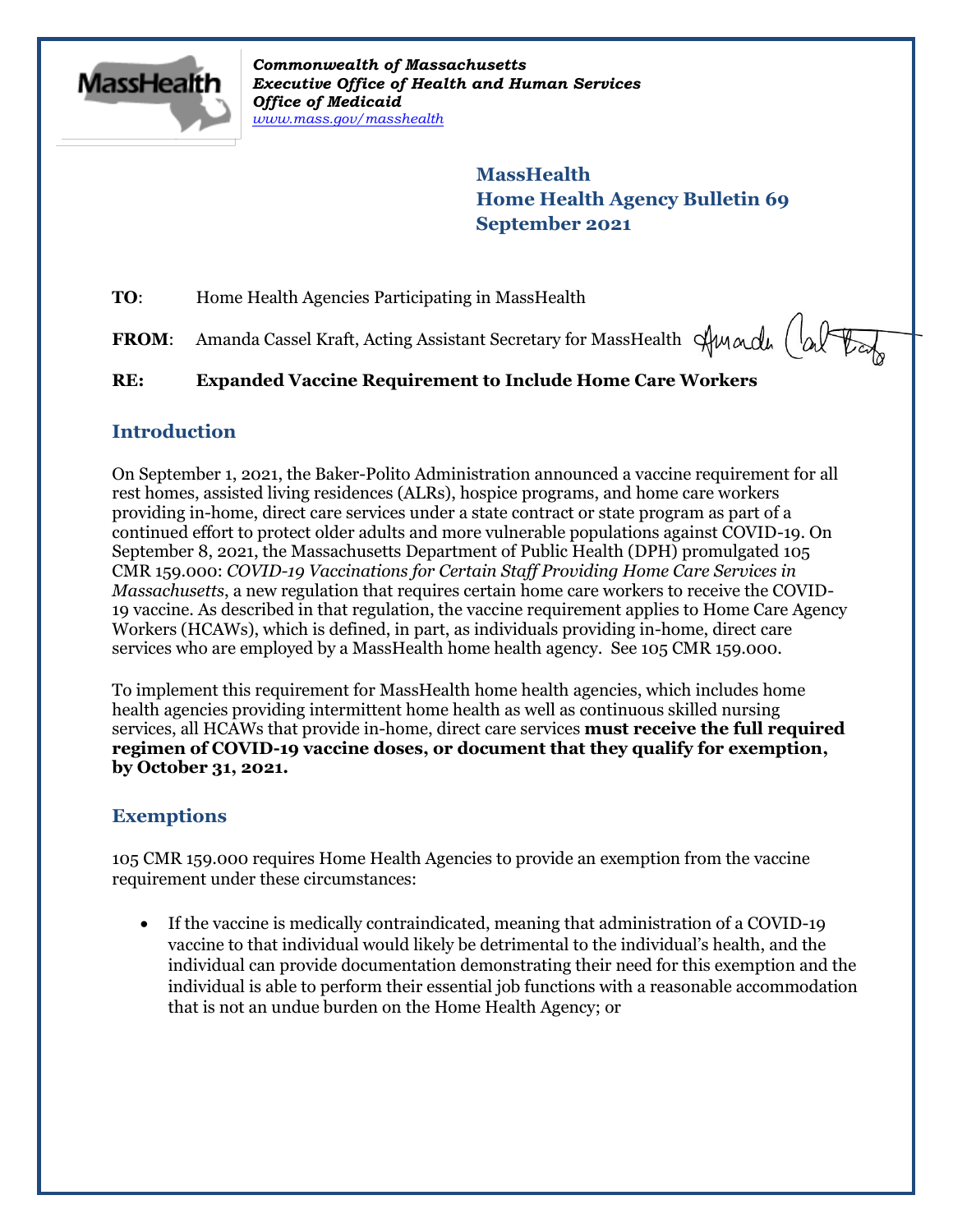*Commonwealth of Massachusetts*
*Executive Office of Health and Human Services*
*Office of Medicaid*
*www.mass.gov/masshealth*

**MassHealth**
**Home Health Agency Bulletin 69**
**September 2021**

**TO**: Home Health Agencies Participating in MassHealth

**FROM**: Amanda Cassel Kraft, Acting Assistant Secretary for MassHealth

**RE: Expanded Vaccine Requirement to Include Home Care Workers**

## Introduction

On September 1, 2021, the Baker-Polito Administration announced a vaccine requirement for all rest homes, assisted living residences (ALRs), hospice programs, and home care workers providing in-home, direct care services under a state contract or state program as part of a continued effort to protect older adults and more vulnerable populations against COVID-19. On September 8, 2021, the Massachusetts Department of Public Health (DPH) promulgated 105 CMR 159.000: *COVID-19 Vaccinations for Certain Staff Providing Home Care Services in Massachusetts*, a new regulation that requires certain home care workers to receive the COVID-19 vaccine. As described in that regulation, the vaccine requirement applies to Home Care Agency Workers (HCAWs), which is defined, in part, as individuals providing in-home, direct care services who are employed by a MassHealth home health agency. See 105 CMR 159.000.

To implement this requirement for MassHealth home health agencies, which includes home health agencies providing intermittent home health as well as continuous skilled nursing services, all HCAWs that provide in-home, direct care services **must receive the full required regimen of COVID-19 vaccine doses, or document that they qualify for exemption, by October 31, 2021.**

## Exemptions

105 CMR 159.000 requires Home Health Agencies to provide an exemption from the vaccine requirement under these circumstances:

- If the vaccine is medically contraindicated, meaning that administration of a COVID-19 vaccine to that individual would likely be detrimental to the individual's health, and the individual can provide documentation demonstrating their need for this exemption and the individual is able to perform their essential job functions with a reasonable accommodation that is not an undue burden on the Home Health Agency; or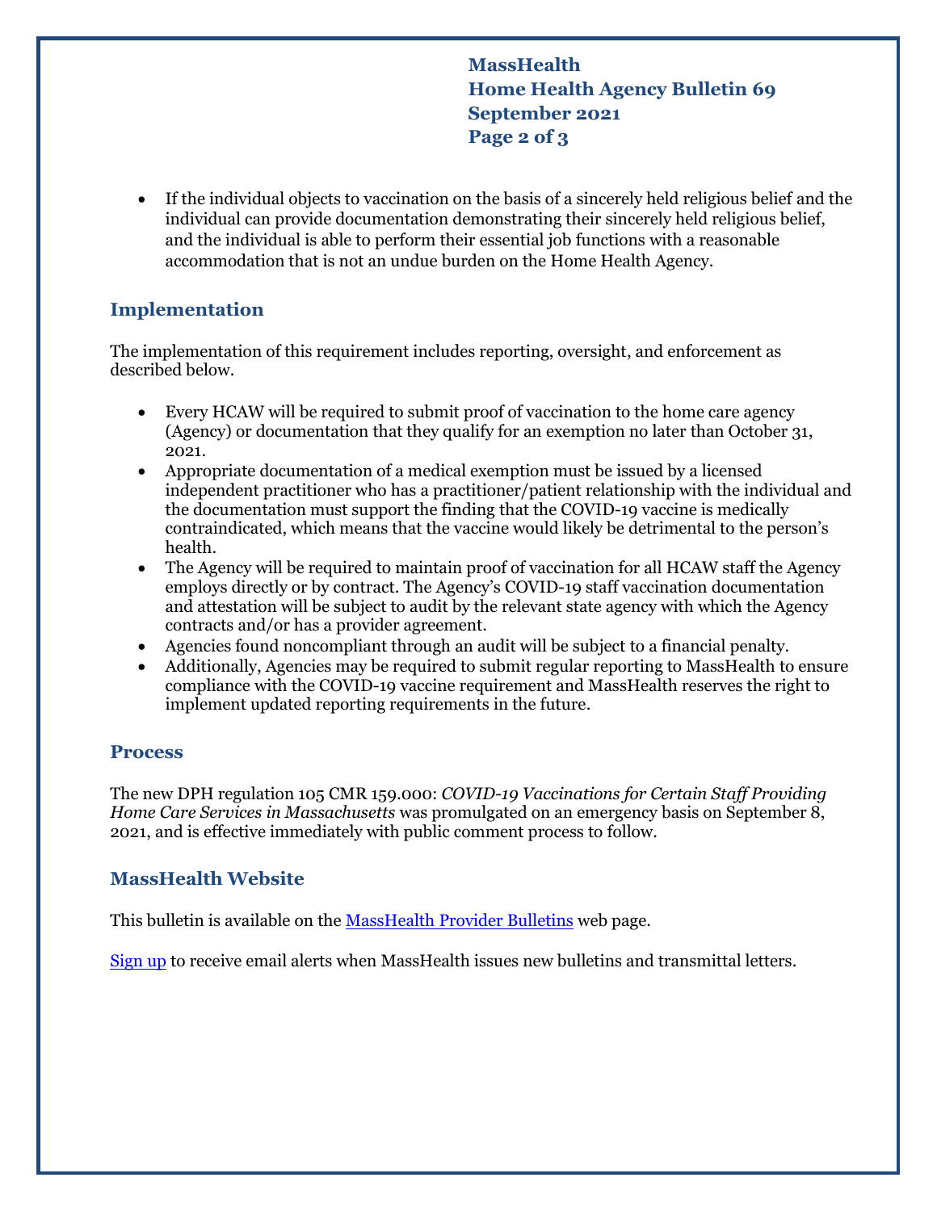- If the individual objects to vaccination on the basis of a sincerely held religious belief and the individual can provide documentation demonstrating their sincerely held religious belief, and the individual is able to perform their essential job functions with a reasonable accommodation that is not an undue burden on the Home Health Agency.

## Implementation

The implementation of this requirement includes reporting, oversight, and enforcement as described below.

- Every HCAW will be required to submit proof of vaccination to the home care agency (Agency) or documentation that they qualify for an exemption no later than October 31, 2021.
- Appropriate documentation of a medical exemption must be issued by a licensed independent practitioner who has a practitioner/patient relationship with the individual and the documentation must support the finding that the COVID-19 vaccine is medically contraindicated, which means that the vaccine would likely be detrimental to the person's health.
- The Agency will be required to maintain proof of vaccination for all HCAW staff the Agency employs directly or by contract. The Agency's COVID-19 staff vaccination documentation and attestation will be subject to audit by the relevant state agency with which the Agency contracts and/or has a provider agreement.
- Agencies found noncompliant through an audit will be subject to a financial penalty.
- Additionally, Agencies may be required to submit regular reporting to MassHealth to ensure compliance with the COVID-19 vaccine requirement and MassHealth reserves the right to implement updated reporting requirements in the future.

## Process

The new DPH regulation 105 CMR 159.000: *COVID-19 Vaccinations for Certain Staff Providing Home Care Services in Massachusetts* was promulgated on an emergency basis on September 8, 2021, and is effective immediately with public comment process to follow.

## MassHealth Website

This bulletin is available on the [MassHealth Provider Bulletins](#) web page.

[Sign up](#) to receive email alerts when MassHealth issues new bulletins and transmittal letters.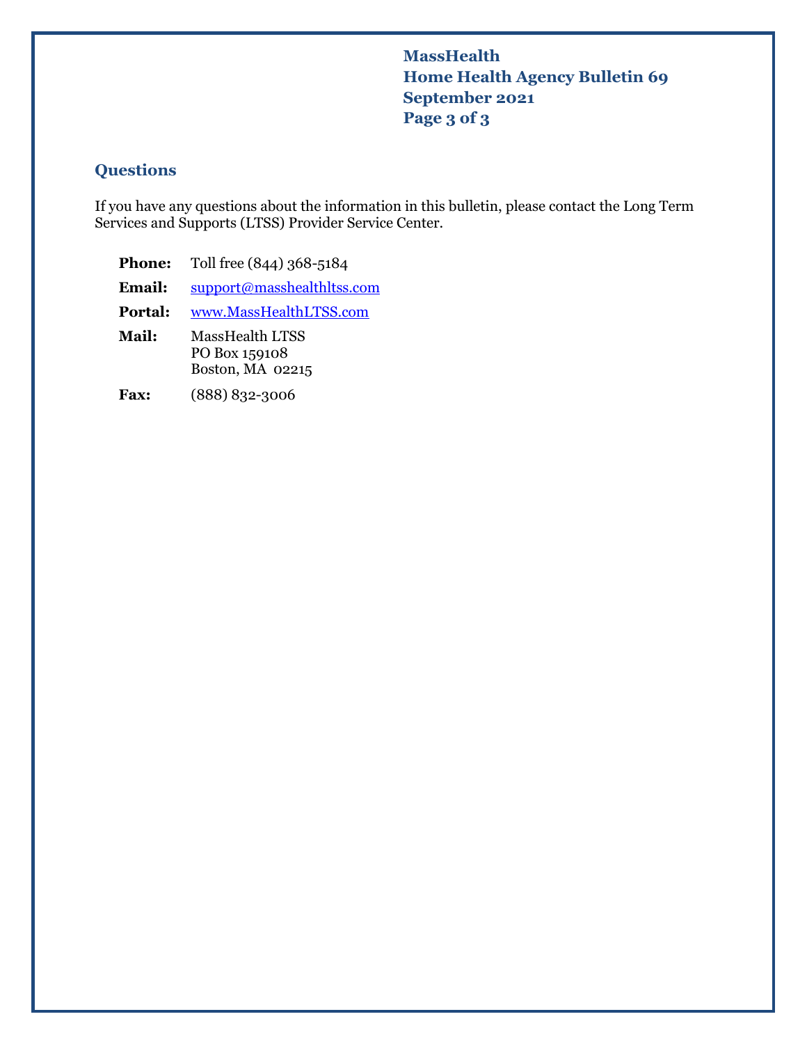## Questions

If you have any questions about the information in this bulletin, please contact the Long Term Services and Supports (LTSS) Provider Service Center.

**Phone:** Toll free (844) 368-5184

**Email:** support@masshealthltss.com

**Portal:** www.MassHealthLTSS.com

**Mail:** MassHealth LTSS
PO Box 159108
Boston, MA 02215

**Fax:** (888) 832-3006